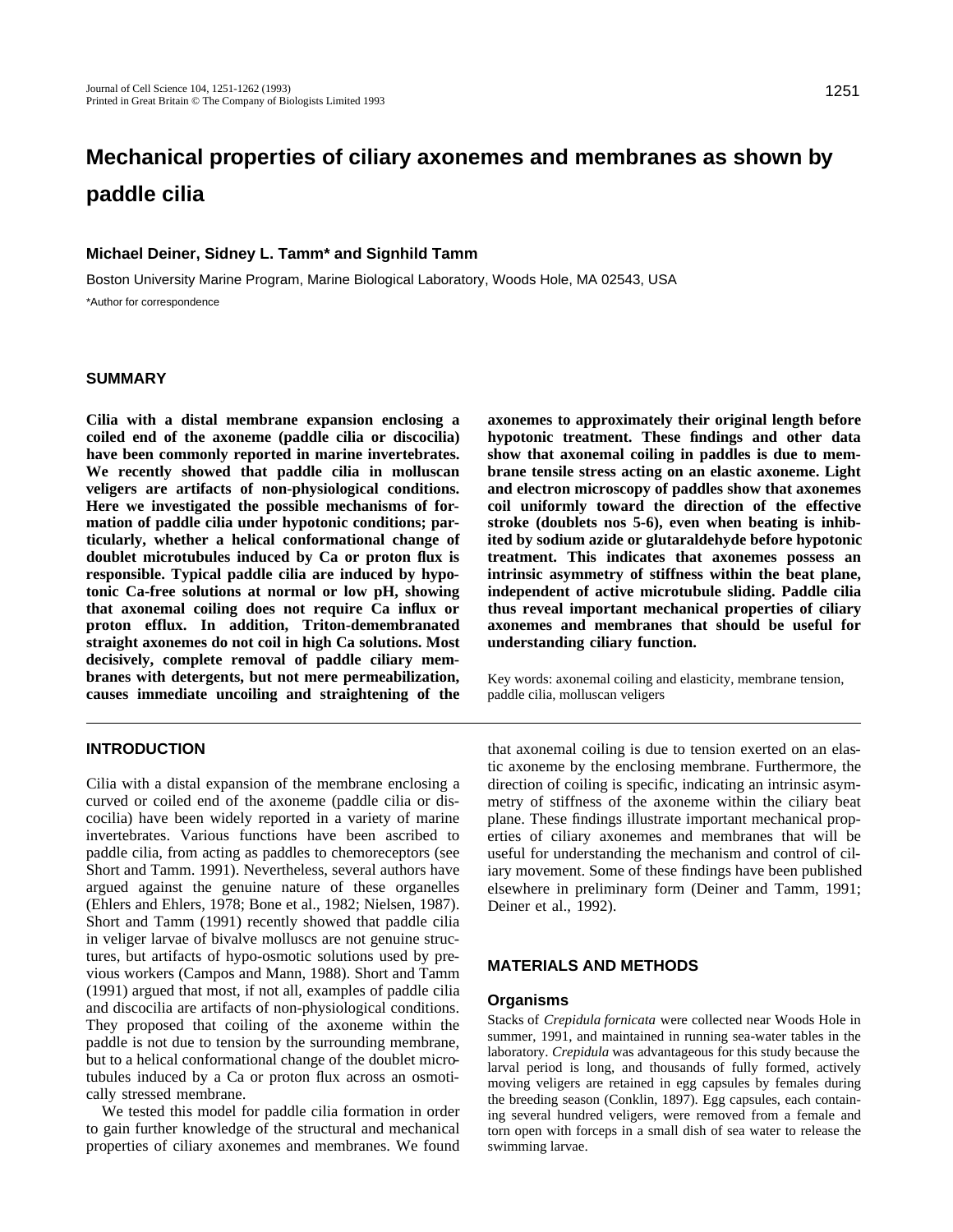# Mechanical properties of ciliary axonemes and membranes as shown by paddle cilia

**Michael Deiner, Sidney L. Tamm* and Signhild Tamm**

Boston University Marine Program, Marine Biological Laboratory, Woods Hole, MA 02543, USA

*Author for correspondence

## SUMMARY

**Cilia with a distal membrane expansion enclosing a coiled end of the axoneme (paddle cilia or discocilia) have been commonly reported in marine invertebrates. We recently showed that paddle cilia in molluscan veligers are artifacts of non-physiological conditions. Here we investigated the possible mechanisms of formation of paddle cilia under hypotonic conditions; particularly, whether a helical conformational change of doublet microtubules induced by Ca or proton flux is responsible. Typical paddle cilia are induced by hypotonic Ca-free solutions at normal or low pH, showing that axonemal coiling does not require Ca influx or proton efflux. In addition, Triton-demembranated straight axonemes do not coil in high Ca solutions. Most decisively, complete removal of paddle ciliary membranes with detergents, but not mere permeabilization, causes immediate uncoiling and straightening of the axonemes to approximately their original length before hypotonic treatment. These findings and other data show that axonemal coiling in paddles is due to membrane tensile stress acting on an elastic axoneme. Light and electron microscopy of paddles show that axonemes coil uniformly toward the direction of the effective stroke (doublets nos 5-6), even when beating is inhibited by sodium azide or glutaraldehyde before hypotonic treatment. This indicates that axonemes possess an intrinsic asymmetry of stiffness within the beat plane, independent of active microtubule sliding. Paddle cilia thus reveal important mechanical properties of ciliary axonemes and membranes that should be useful for understanding ciliary function.**

Key words: axonemal coiling and elasticity, membrane tension, paddle cilia, molluscan veligers

## INTRODUCTION

Cilia with a distal expansion of the membrane enclosing a curved or coiled end of the axoneme (paddle cilia or discocilia) have been widely reported in a variety of marine invertebrates. Various functions have been ascribed to paddle cilia, from acting as paddles to chemoreceptors (see Short and Tamm. 1991). Nevertheless, several authors have argued against the genuine nature of these organelles (Ehlers and Ehlers, 1978; Bone et al., 1982; Nielsen, 1987). Short and Tamm (1991) recently showed that paddle cilia in veliger larvae of bivalve molluscs are not genuine structures, but artifacts of hypo-osmotic solutions used by previous workers (Campos and Mann, 1988). Short and Tamm (1991) argued that most, if not all, examples of paddle cilia and discocilia are artifacts of non-physiological conditions. They proposed that coiling of the axoneme within the paddle is not due to tension by the surrounding membrane, but to a helical conformational change of the doublet microtubules induced by a Ca or proton flux across an osmotically stressed membrane.

We tested this model for paddle cilia formation in order to gain further knowledge of the structural and mechanical properties of ciliary axonemes and membranes. We found that axonemal coiling is due to tension exerted on an elastic axoneme by the enclosing membrane. Furthermore, the direction of coiling is specific, indicating an intrinsic asymmetry of stiffness of the axoneme within the ciliary beat plane. These findings illustrate important mechanical properties of ciliary axonemes and membranes that will be useful for understanding the mechanism and control of ciliary movement. Some of these findings have been published elsewhere in preliminary form (Deiner and Tamm, 1991; Deiner et al., 1992).

## MATERIALS AND METHODS

### Organisms

Stacks of *Crepidula fornicata* were collected near Woods Hole in summer, 1991, and maintained in running sea-water tables in the laboratory. *Crepidula* was advantageous for this study because the larval period is long, and thousands of fully formed, actively moving veligers are retained in egg capsules by females during the breeding season (Conklin, 1897). Egg capsules, each containing several hundred veligers, were removed from a female and torn open with forceps in a small dish of sea water to release the swimming larvae.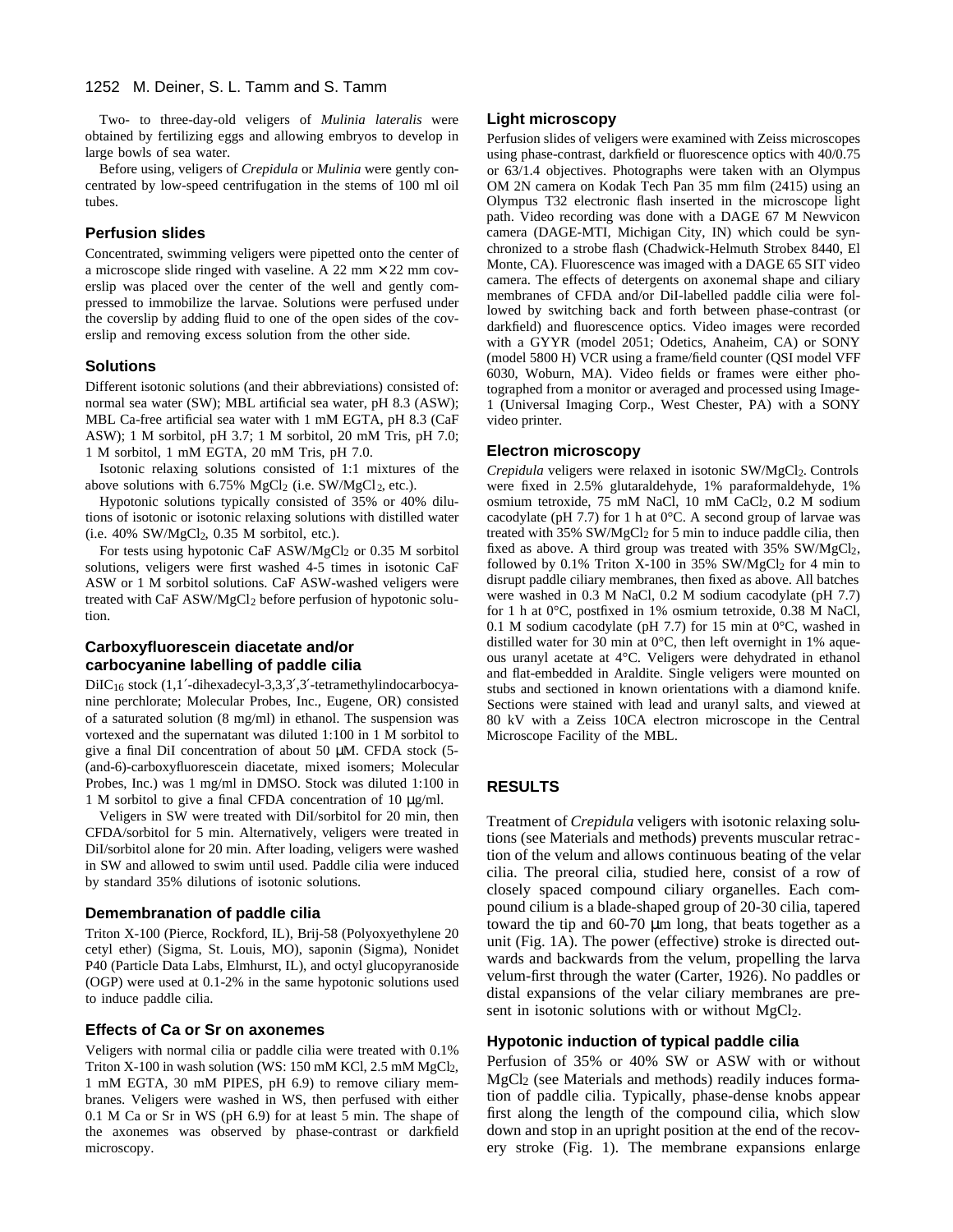Two- to three-day-old veligers of *Mulinia lateralis* were obtained by fertilizing eggs and allowing embryos to develop in large bowls of sea water.

Before using, veligers of *Crepidula* or *Mulinia* were gently concentrated by low-speed centrifugation in the stems of 100 ml oil tubes.

### Perfusion slides

Concentrated, swimming veligers were pipetted onto the center of a microscope slide ringed with vaseline. A 22 mm × 22 mm coverslip was placed over the center of the well and gently compressed to immobilize the larvae. Solutions were perfused under the coverslip by adding fluid to one of the open sides of the coverslip and removing excess solution from the other side.

### Solutions

Different isotonic solutions (and their abbreviations) consisted of: normal sea water (SW); MBL artificial sea water, pH 8.3 (ASW); MBL Ca-free artificial sea water with 1 mM EGTA, pH 8.3 (CaF ASW); 1 M sorbitol, pH 3.7; 1 M sorbitol, 20 mM Tris, pH 7.0; 1 M sorbitol, 1 mM EGTA, 20 mM Tris, pH 7.0.

Isotonic relaxing solutions consisted of 1:1 mixtures of the above solutions with 6.75% $MgCl_2$ (i.e. SW/$MgCl_2$, etc.).

Hypotonic solutions typically consisted of 35% or 40% dilutions of isotonic or isotonic relaxing solutions with distilled water (i.e. 40% SW/$MgCl_2$, 0.35 M sorbitol, etc.).

For tests using hypotonic CaF ASW/$MgCl_2$ or 0.35 M sorbitol solutions, veligers were first washed 4-5 times in isotonic CaF ASW or 1 M sorbitol solutions. CaF ASW-washed veligers were treated with CaF ASW/$MgCl_2$ before perfusion of hypotonic solution.

### Carboxyfluorescein diacetate and/or carbocyanine labelling of paddle cilia

$DiIC_{16}$ stock (1,1′-dihexadecyl-3,3,3′,3′-tetramethylindocarbocyanine perchlorate; Molecular Probes, Inc., Eugene, OR) consisted of a saturated solution (8 mg/ml) in ethanol. The suspension was vortexed and the supernatant was diluted 1:100 in 1 M sorbitol to give a final DiI concentration of about 50 μM. CFDA stock (5-(and-6)-carboxyfluorescein diacetate, mixed isomers; Molecular Probes, Inc.) was 1 mg/ml in DMSO. Stock was diluted 1:100 in 1 M sorbitol to give a final CFDA concentration of 10 μg/ml.

Veligers in SW were treated with DiI/sorbitol for 20 min, then CFDA/sorbitol for 5 min. Alternatively, veligers were treated in DiI/sorbitol alone for 20 min. After loading, veligers were washed in SW and allowed to swim until used. Paddle cilia were induced by standard 35% dilutions of isotonic solutions.

### Demembranation of paddle cilia

Triton X-100 (Pierce, Rockford, IL), Brij-58 (Polyoxyethylene 20 cetyl ether) (Sigma, St. Louis, MO), saponin (Sigma), Nonidet P40 (Particle Data Labs, Elmhurst, IL), and octyl glucopyranoside (OGP) were used at 0.1-2% in the same hypotonic solutions used to induce paddle cilia.

### Effects of Ca or Sr on axonemes

Veligers with normal cilia or paddle cilia were treated with 0.1% Triton X-100 in wash solution (WS: 150 mM KCl, 2.5 mM $MgCl_2$, 1 mM EGTA, 30 mM PIPES, pH 6.9) to remove ciliary membranes. Veligers were washed in WS, then perfused with either 0.1 M Ca or Sr in WS (pH 6.9) for at least 5 min. The shape of the axonemes was observed by phase-contrast or darkfield microscopy.

### Light microscopy

Perfusion slides of veligers were examined with Zeiss microscopes using phase-contrast, darkfield or fluorescence optics with 40/0.75 or 63/1.4 objectives. Photographs were taken with an Olympus OM 2N camera on Kodak Tech Pan 35 mm film (2415) using an Olympus T32 electronic flash inserted in the microscope light path. Video recording was done with a DAGE 67 M Newvicon camera (DAGE-MTI, Michigan City, IN) which could be synchronized to a strobe flash (Chadwick-Helmuth Strobex 8440, El Monte, CA). Fluorescence was imaged with a DAGE 65 SIT video camera. The effects of detergents on axonemal shape and ciliary membranes of CFDA and/or DiI-labelled paddle cilia were followed by switching back and forth between phase-contrast (or darkfield) and fluorescence optics. Video images were recorded with a GYYR (model 2051; Odetics, Anaheim, CA) or SONY (model 5800 H) VCR using a frame/field counter (QSI model VFF 6030, Woburn, MA). Video fields or frames were either photographed from a monitor or averaged and processed using Image-1 (Universal Imaging Corp., West Chester, PA) with a SONY video printer.

### Electron microscopy

*Crepidula* veligers were relaxed in isotonic SW/$MgCl_2$. Controls were fixed in 2.5% glutaraldehyde, 1% paraformaldehyde, 1% osmium tetroxide, 75 mM NaCl, 10 mM $CaCl_2$, 0.2 M sodium cacodylate (pH 7.7) for 1 h at 0°C. A second group of larvae was treated with 35% SW/$MgCl_2$ for 5 min to induce paddle cilia, then fixed as above. A third group was treated with 35% SW/$MgCl_2$, followed by 0.1% Triton X-100 in 35% SW/$MgCl_2$ for 4 min to disrupt paddle ciliary membranes, then fixed as above. All batches were washed in 0.3 M NaCl, 0.2 M sodium cacodylate (pH 7.7) for 1 h at 0°C, postfixed in 1% osmium tetroxide, 0.38 M NaCl, 0.1 M sodium cacodylate (pH 7.7) for 15 min at 0°C, washed in distilled water for 30 min at 0°C, then left overnight in 1% aqueous uranyl acetate at 4°C. Veligers were dehydrated in ethanol and flat-embedded in Araldite. Single veligers were mounted on stubs and sectioned in known orientations with a diamond knife. Sections were stained with lead and uranyl salts, and viewed at 80 kV with a Zeiss 10CA electron microscope in the Central Microscope Facility of the MBL.

## RESULTS

Treatment of *Crepidula* veligers with isotonic relaxing solutions (see Materials and methods) prevents muscular retraction of the velum and allows continuous beating of the velar cilia. The preoral cilia, studied here, consist of a row of closely spaced compound ciliary organelles. Each compound cilium is a blade-shaped group of 20-30 cilia, tapered toward the tip and 60-70 μm long, that beats together as a unit (Fig. 1A). The power (effective) stroke is directed outwards and backwards from the velum, propelling the larva velum-first through the water (Carter, 1926). No paddles or distal expansions of the velar ciliary membranes are present in isotonic solutions with or without $MgCl_2$.

### Hypotonic induction of typical paddle cilia

Perfusion of 35% or 40% SW or ASW with or without $MgCl_2$ (see Materials and methods) readily induces formation of paddle cilia. Typically, phase-dense knobs appear first along the length of the compound cilia, which slow down and stop in an upright position at the end of the recovery stroke (Fig. 1). The membrane expansions enlarge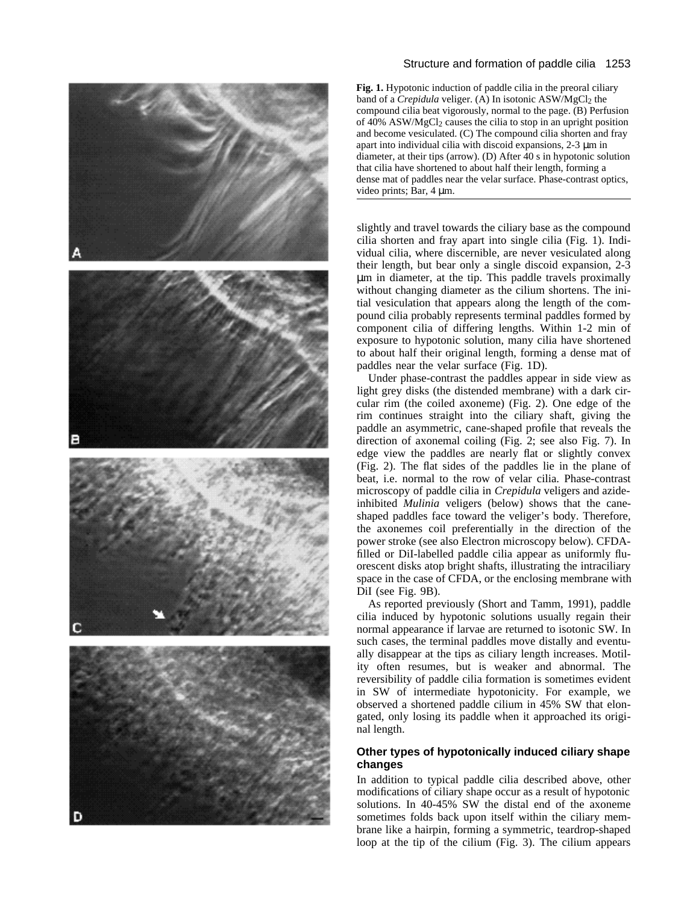**Fig. 1.** Hypotonic induction of paddle cilia in the preoral ciliary band of a *Crepidula* veliger. (A) In isotonic ASW/$MgCl_2$ the compound cilia beat vigorously, normal to the page. (B) Perfusion of 40% ASW/$MgCl_2$ causes the cilia to stop in an upright position and become vesiculated. (C) The compound cilia shorten and fray apart into individual cilia with discoid expansions, 2-3 μm in diameter, at their tips (arrow). (D) After 40 s in hypotonic solution that cilia have shortened to about half their length, forming a dense mat of paddles near the velar surface. Phase-contrast optics, video prints; Bar, 4 μm.

slightly and travel towards the ciliary base as the compound cilia shorten and fray apart into single cilia (Fig. 1). Individual cilia, where discernible, are never vesiculated along their length, but bear only a single discoid expansion, 2-3 μm in diameter, at the tip. This paddle travels proximally without changing diameter as the cilium shortens. The initial vesiculation that appears along the length of the compound cilia probably represents terminal paddles formed by component cilia of differing lengths. Within 1-2 min of exposure to hypotonic solution, many cilia have shortened to about half their original length, forming a dense mat of paddles near the velar surface (Fig. 1D).

Under phase-contrast the paddles appear in side view as light grey disks (the distended membrane) with a dark circular rim (the coiled axoneme) (Fig. 2). One edge of the rim continues straight into the ciliary shaft, giving the paddle an asymmetric, cane-shaped profile that reveals the direction of axonemal coiling (Fig. 2; see also Fig. 7). In edge view the paddles are nearly flat or slightly convex (Fig. 2). The flat sides of the paddles lie in the plane of beat, i.e. normal to the row of velar cilia. Phase-contrast microscopy of paddle cilia in *Crepidula* veligers and azide-inhibited *Mulinia* veligers (below) shows that the cane-shaped paddles face toward the veliger's body. Therefore, the axonemes coil preferentially in the direction of the power stroke (see also Electron microscopy below). CFDA-filled or DiI-labelled paddle cilia appear as uniformly fluorescent disks atop bright shafts, illustrating the intraciliary space in the case of CFDA, or the enclosing membrane with DiI (see Fig. 9B).

As reported previously (Short and Tamm, 1991), paddle cilia induced by hypotonic solutions usually regain their normal appearance if larvae are returned to isotonic SW. In such cases, the terminal paddles move distally and eventually disappear at the tips as ciliary length increases. Motility often resumes, but is weaker and abnormal. The reversibility of paddle cilia formation is sometimes evident in SW of intermediate hypotonicity. For example, we observed a shortened paddle cilium in 45% SW that elongated, only losing its paddle when it approached its original length.

## Other types of hypotonically induced ciliary shape changes

In addition to typical paddle cilia described above, other modifications of ciliary shape occur as a result of hypotonic solutions. In 40-45% SW the distal end of the axoneme sometimes folds back upon itself within the ciliary membrane like a hairpin, forming a symmetric, teardrop-shaped loop at the tip of the cilium (Fig. 3). The cilium appears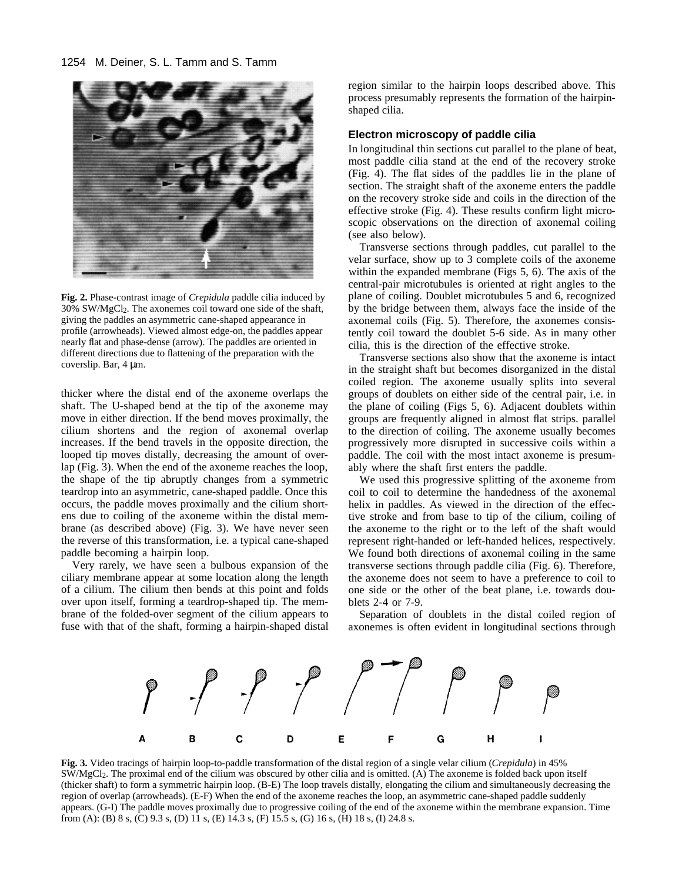**Fig. 2.** Phase-contrast image of *Crepidula* paddle cilia induced by 30% SW/$MgCl_2$. The axonemes coil toward one side of the shaft, giving the paddles an asymmetric cane-shaped appearance in profile (arrowheads). Viewed almost edge-on, the paddles appear nearly flat and phase-dense (arrow). The paddles are oriented in different directions due to flattening of the preparation with the coverslip. Bar, 4 μm.

thicker where the distal end of the axoneme overlaps the shaft. The U-shaped bend at the tip of the axoneme may move in either direction. If the bend moves proximally, the cilium shortens and the region of axonemal overlap increases. If the bend travels in the opposite direction, the looped tip moves distally, decreasing the amount of overlap (Fig. 3). When the end of the axoneme reaches the loop, the shape of the tip abruptly changes from a symmetric teardrop into an asymmetric, cane-shaped paddle. Once this occurs, the paddle moves proximally and the cilium shortens due to coiling of the axoneme within the distal membrane (as described above) (Fig. 3). We have never seen the reverse of this transformation, i.e. a typical cane-shaped paddle becoming a hairpin loop.

Very rarely, we have seen a bulbous expansion of the ciliary membrane appear at some location along the length of a cilium. The cilium then bends at this point and folds over upon itself, forming a teardrop-shaped tip. The membrane of the folded-over segment of the cilium appears to fuse with that of the shaft, forming a hairpin-shaped distal region similar to the hairpin loops described above. This process presumably represents the formation of the hairpin-shaped cilia.

### Electron microscopy of paddle cilia

In longitudinal thin sections cut parallel to the plane of beat, most paddle cilia stand at the end of the recovery stroke (Fig. 4). The flat sides of the paddles lie in the plane of section. The straight shaft of the axoneme enters the paddle on the recovery stroke side and coils in the direction of the effective stroke (Fig. 4). These results confirm light microscopic observations on the direction of axonemal coiling (see also below).

Transverse sections through paddles, cut parallel to the velar surface, show up to 3 complete coils of the axoneme within the expanded membrane (Figs 5, 6). The axis of the central-pair microtubules is oriented at right angles to the plane of coiling. Doublet microtubules 5 and 6, recognized by the bridge between them, always face the inside of the axonemal coils (Fig. 5). Therefore, the axonemes consistently coil toward the doublet 5-6 side. As in many other cilia, this is the direction of the effective stroke.

Transverse sections also show that the axoneme is intact in the straight shaft but becomes disorganized in the distal coiled region. The axoneme usually splits into several groups of doublets on either side of the central pair, i.e. in the plane of coiling (Figs 5, 6). Adjacent doublets within groups are frequently aligned in almost flat strips. parallel to the direction of coiling. The axoneme usually becomes progressively more disrupted in successive coils within a paddle. The coil with the most intact axoneme is presumably where the shaft first enters the paddle.

We used this progressive splitting of the axoneme from coil to coil to determine the handedness of the axonemal helix in paddles. As viewed in the direction of the effective stroke and from base to tip of the cilium, coiling of the axoneme to the right or to the left of the shaft would represent right-handed or left-handed helices, respectively. We found both directions of axonemal coiling in the same transverse sections through paddle cilia (Fig. 6). Therefore, the axoneme does not seem to have a preference to coil to one side or the other of the beat plane, i.e. towards doublets 2-4 or 7-9.

Separation of doublets in the distal coiled region of axonemes is often evident in longitudinal sections through

**Fig. 3.** Video tracings of hairpin loop-to-paddle transformation of the distal region of a single velar cilium (*Crepidula*) in 45% SW/$MgCl_2$. The proximal end of the cilium was obscured by other cilia and is omitted. (A) The axoneme is folded back upon itself (thicker shaft) to form a symmetric hairpin loop. (B-E) The loop travels distally, elongating the cilium and simultaneously decreasing the region of overlap (arrowheads). (E-F) When the end of the axoneme reaches the loop, an asymmetric cane-shaped paddle suddenly appears. (G-I) The paddle moves proximally due to progressive coiling of the end of the axoneme within the membrane expansion. Time from (A): (B) 8 s, (C) 9.3 s, (D) 11 s, (E) 14.3 s, (F) 15.5 s, (G) 16 s, (H) 18 s, (I) 24.8 s.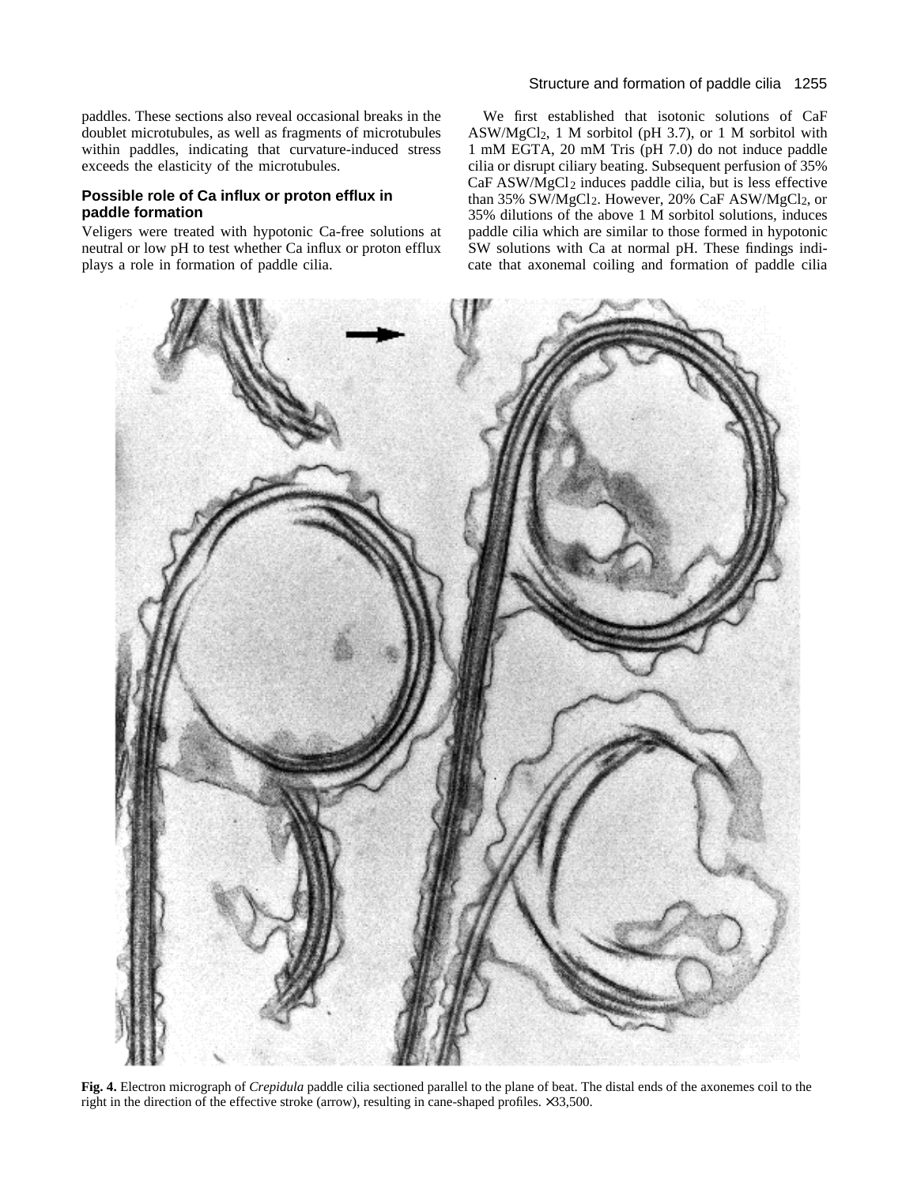paddles. These sections also reveal occasional breaks in the doublet microtubules, as well as fragments of microtubules within paddles, indicating that curvature-induced stress exceeds the elasticity of the microtubules.

### Possible role of Ca influx or proton efflux in paddle formation

Veligers were treated with hypotonic Ca-free solutions at neutral or low pH to test whether Ca influx or proton efflux plays a role in formation of paddle cilia.

We first established that isotonic solutions of CaF ASW/$MgCl_2$, 1 M sorbitol (pH 3.7), or 1 M sorbitol with 1 mM EGTA, 20 mM Tris (pH 7.0) do not induce paddle cilia or disrupt ciliary beating. Subsequent perfusion of 35% CaF ASW/$MgCl_2$ induces paddle cilia, but is less effective than 35% SW/$MgCl_2$. However, 20% CaF ASW/$MgCl_2$, or 35% dilutions of the above 1 M sorbitol solutions, induces paddle cilia which are similar to those formed in hypotonic SW solutions with Ca at normal pH. These findings indicate that axonemal coiling and formation of paddle cilia

**Fig. 4.** Electron micrograph of *Crepidula* paddle cilia sectioned parallel to the plane of beat. The distal ends of the axonemes coil to the right in the direction of the effective stroke (arrow), resulting in cane-shaped profiles. ×33,500.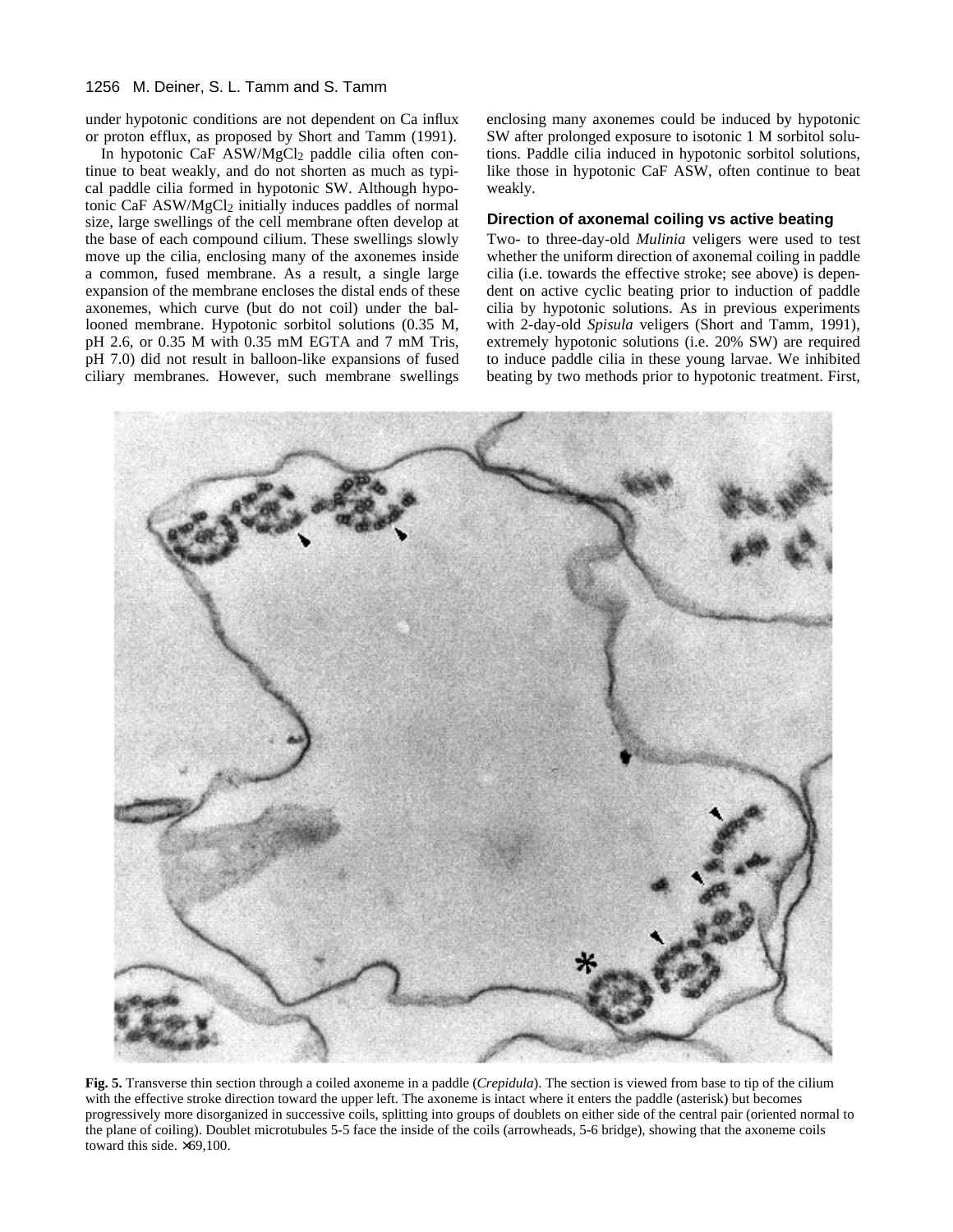under hypotonic conditions are not dependent on Ca influx or proton efflux, as proposed by Short and Tamm (1991).

In hypotonic CaF ASW/$MgCl_2$ paddle cilia often continue to beat weakly, and do not shorten as much as typical paddle cilia formed in hypotonic SW. Although hypotonic CaF ASW/$MgCl_2$ initially induces paddles of normal size, large swellings of the cell membrane often develop at the base of each compound cilium. These swellings slowly move up the cilia, enclosing many of the axonemes inside a common, fused membrane. As a result, a single large expansion of the membrane encloses the distal ends of these axonemes, which curve (but do not coil) under the ballooned membrane. Hypotonic sorbitol solutions (0.35 M, pH 2.6, or 0.35 M with 0.35 mM EGTA and 7 mM Tris, pH 7.0) did not result in balloon-like expansions of fused ciliary membranes. However, such membrane swellings enclosing many axonemes could be induced by hypotonic SW after prolonged exposure to isotonic 1 M sorbitol solutions. Paddle cilia induced in hypotonic sorbitol solutions, like those in hypotonic CaF ASW, often continue to beat weakly.

### Direction of axonemal coiling vs active beating

Two- to three-day-old *Mulinia* veligers were used to test whether the uniform direction of axonemal coiling in paddle cilia (i.e. towards the effective stroke; see above) is dependent on active cyclic beating prior to induction of paddle cilia by hypotonic solutions. As in previous experiments with 2-day-old *Spisula* veligers (Short and Tamm, 1991), extremely hypotonic solutions (i.e. 20% SW) are required to induce paddle cilia in these young larvae. We inhibited beating by two methods prior to hypotonic treatment. First,

**Fig. 5.** Transverse thin section through a coiled axoneme in a paddle (*Crepidula*). The section is viewed from base to tip of the cilium with the effective stroke direction toward the upper left. The axoneme is intact where it enters the paddle (asterisk) but becomes progressively more disorganized in successive coils, splitting into groups of doublets on either side of the central pair (oriented normal to the plane of coiling). Doublet microtubules 5-5 face the inside of the coils (arrowheads, 5-6 bridge), showing that the axoneme coils toward this side. ×69,100.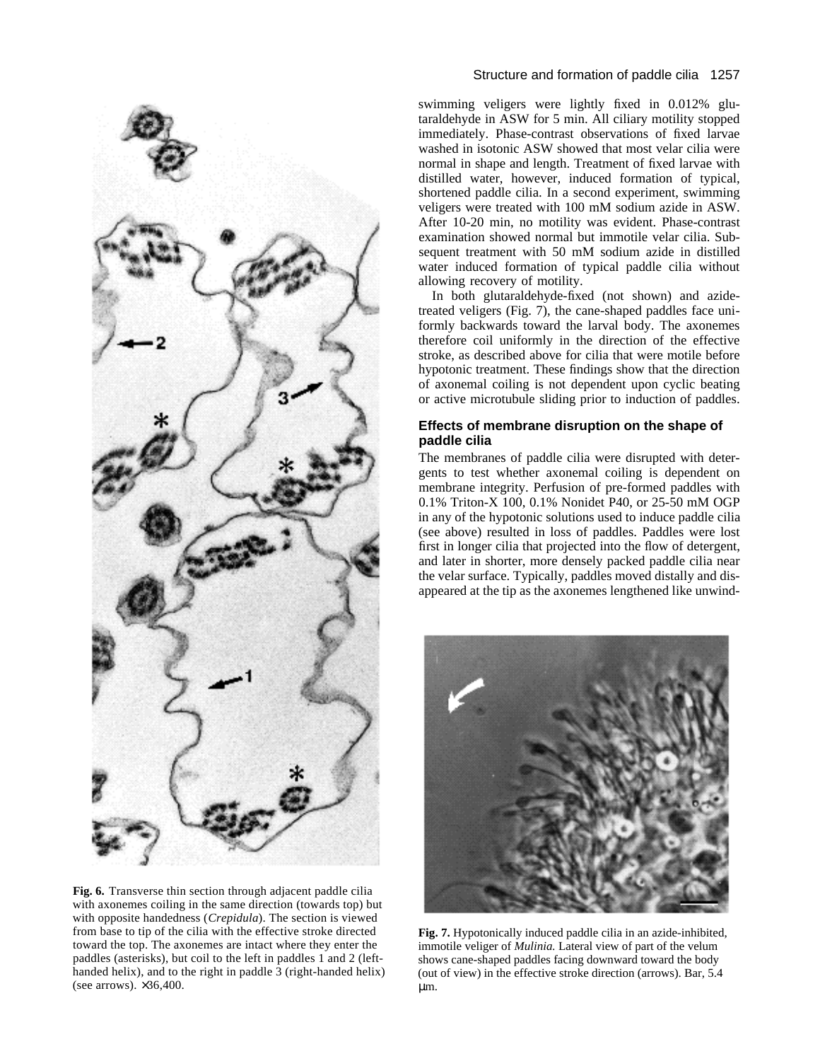swimming veligers were lightly fixed in 0.012% glutaraldehyde in ASW for 5 min. All ciliary motility stopped immediately. Phase-contrast observations of fixed larvae washed in isotonic ASW showed that most velar cilia were normal in shape and length. Treatment of fixed larvae with distilled water, however, induced formation of typical, shortened paddle cilia. In a second experiment, swimming veligers were treated with 100 mM sodium azide in ASW. After 10-20 min, no motility was evident. Phase-contrast examination showed normal but immotile velar cilia. Subsequent treatment with 50 mM sodium azide in distilled water induced formation of typical paddle cilia without allowing recovery of motility.

In both glutaraldehyde-fixed (not shown) and azide-treated veligers (Fig. 7), the cane-shaped paddles face uniformly backwards toward the larval body. The axonemes therefore coil uniformly in the direction of the effective stroke, as described above for cilia that were motile before hypotonic treatment. These findings show that the direction of axonemal coiling is not dependent upon cyclic beating or active microtubule sliding prior to induction of paddles.

### Effects of membrane disruption on the shape of paddle cilia

The membranes of paddle cilia were disrupted with detergents to test whether axonemal coiling is dependent on membrane integrity. Perfusion of pre-formed paddles with 0.1% Triton-X 100, 0.1% Nonidet P40, or 25-50 mM OGP in any of the hypotonic solutions used to induce paddle cilia (see above) resulted in loss of paddles. Paddles were lost first in longer cilia that projected into the flow of detergent, and later in shorter, more densely packed paddle cilia near the velar surface. Typically, paddles moved distally and disappeared at the tip as the axonemes lengthened like unwind-

**Fig. 6.** Transverse thin section through adjacent paddle cilia with axonemes coiling in the same direction (towards top) but with opposite handedness (*Crepidula*). The section is viewed from base to tip of the cilia with the effective stroke directed toward the top. The axonemes are intact where they enter the paddles (asterisks), but coil to the left in paddles 1 and 2 (left-handed helix), and to the right in paddle 3 (right-handed helix) (see arrows). ×36,400.

**Fig. 7.** Hypotonically induced paddle cilia in an azide-inhibited, immotile veliger of *Mulinia.* Lateral view of part of the velum shows cane-shaped paddles facing downward toward the body (out of view) in the effective stroke direction (arrows). Bar, 5.4 μm.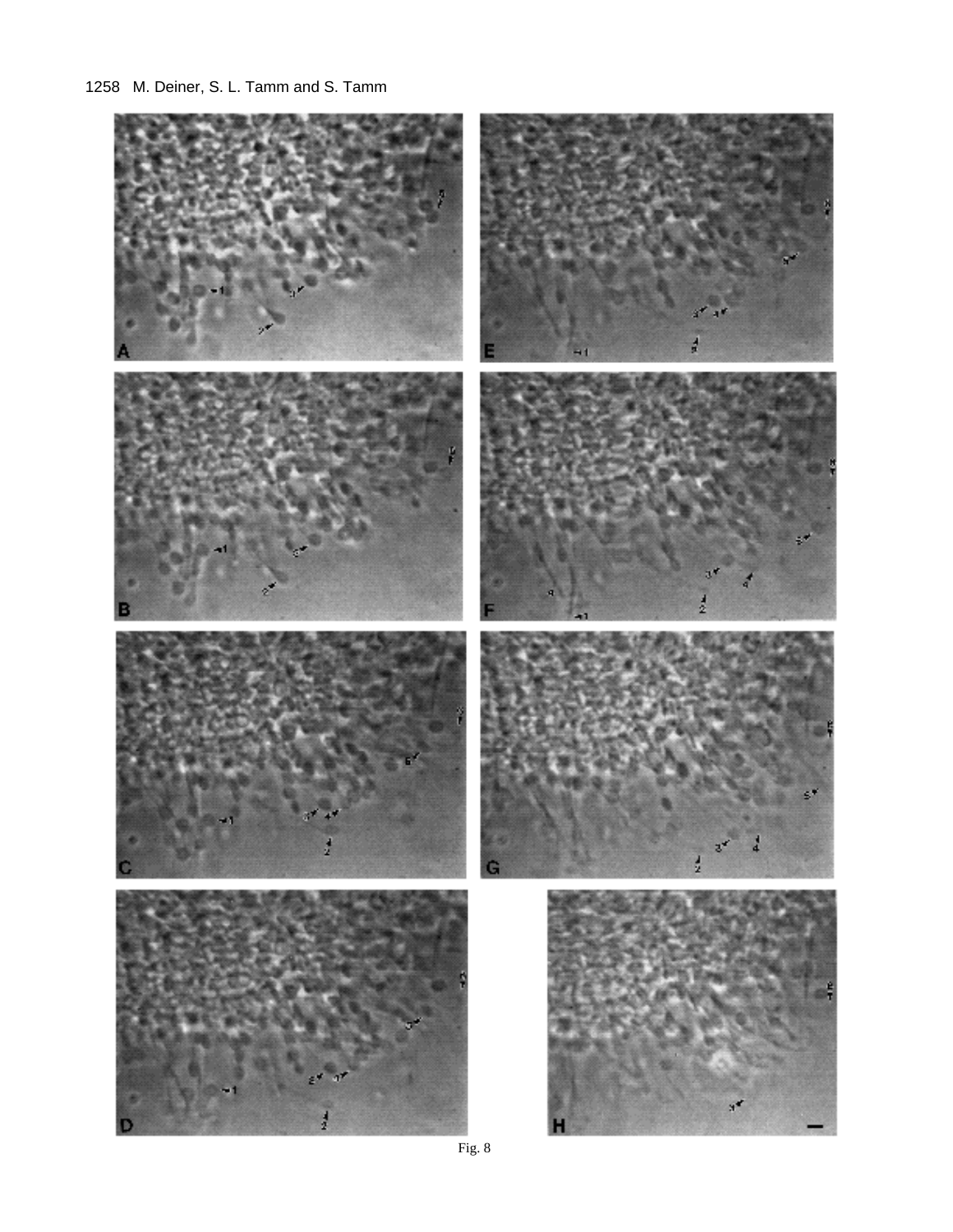Fig. 8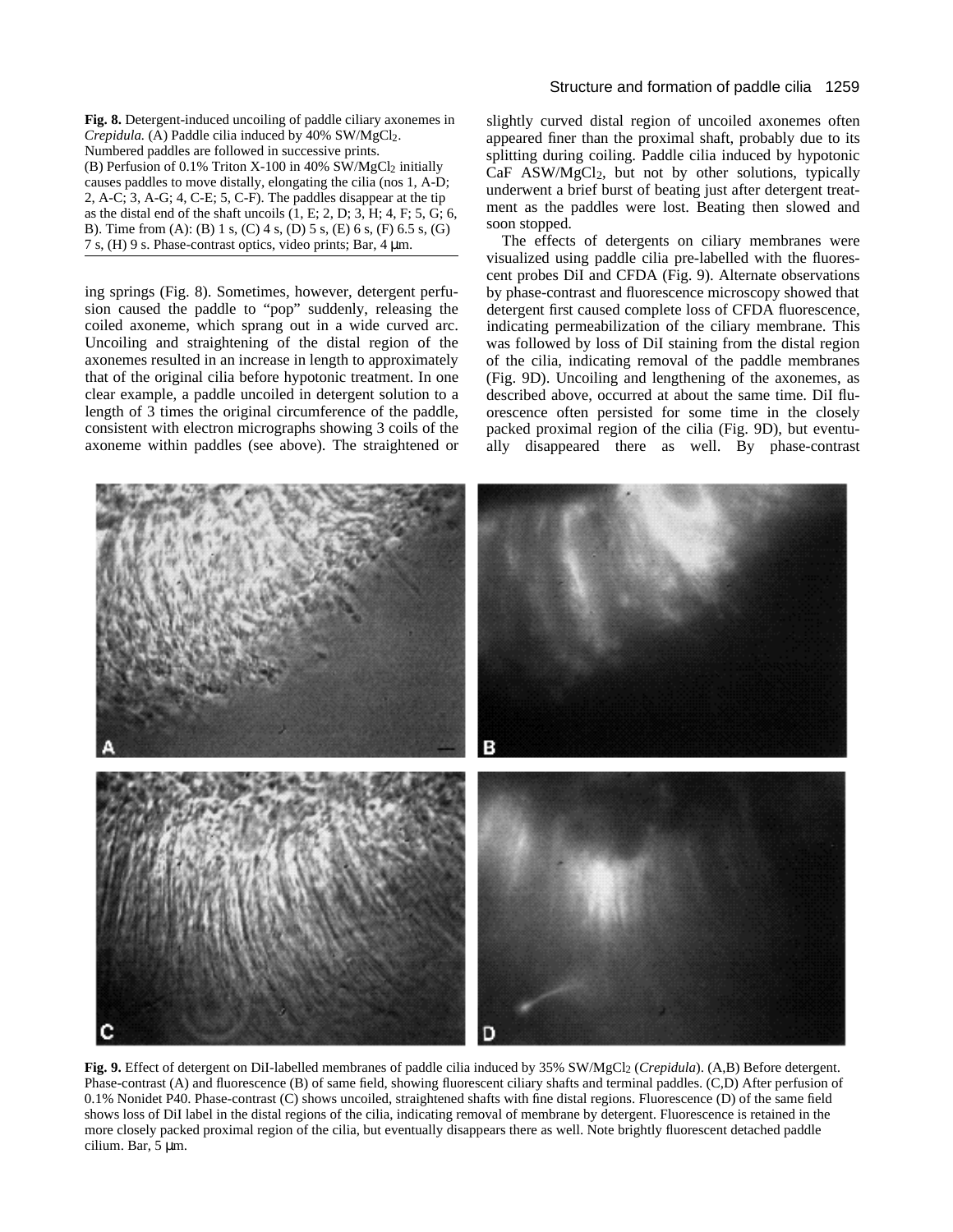**Fig. 8.** Detergent-induced uncoiling of paddle ciliary axonemes in *Crepidula.* (A) Paddle cilia induced by 40% SW/$MgCl_2$. Numbered paddles are followed in successive prints. (B) Perfusion of 0.1% Triton X-100 in 40% SW/$MgCl_2$ initially causes paddles to move distally, elongating the cilia (nos 1, A-D; 2, A-C; 3, A-G; 4, C-E; 5, C-F). The paddles disappear at the tip as the distal end of the shaft uncoils (1, E; 2, D; 3, H; 4, F; 5, G; 6, B). Time from (A): (B) 1 s, (C) 4 s, (D) 5 s, (E) 6 s, (F) 6.5 s, (G) 7 s, (H) 9 s. Phase-contrast optics, video prints; Bar, 4 μm.

ing springs (Fig. 8). Sometimes, however, detergent perfusion caused the paddle to "pop" suddenly, releasing the coiled axoneme, which sprang out in a wide curved arc. Uncoiling and straightening of the distal region of the axonemes resulted in an increase in length to approximately that of the original cilia before hypotonic treatment. In one clear example, a paddle uncoiled in detergent solution to a length of 3 times the original circumference of the paddle, consistent with electron micrographs showing 3 coils of the axoneme within paddles (see above). The straightened or slightly curved distal region of uncoiled axonemes often appeared finer than the proximal shaft, probably due to its splitting during coiling. Paddle cilia induced by hypotonic CaF ASW/$MgCl_2$, but not by other solutions, typically underwent a brief burst of beating just after detergent treatment as the paddles were lost. Beating then slowed and soon stopped.

The effects of detergents on ciliary membranes were visualized using paddle cilia pre-labelled with the fluorescent probes DiI and CFDA (Fig. 9). Alternate observations by phase-contrast and fluorescence microscopy showed that detergent first caused complete loss of CFDA fluorescence, indicating permeabilization of the ciliary membrane. This was followed by loss of DiI staining from the distal region of the cilia, indicating removal of the paddle membranes (Fig. 9D). Uncoiling and lengthening of the axonemes, as described above, occurred at about the same time. DiI fluorescence often persisted for some time in the closely packed proximal region of the cilia (Fig. 9D), but eventually disappeared there as well. By phase-contrast

**Fig. 9.** Effect of detergent on DiI-labelled membranes of paddle cilia induced by 35% SW/$MgCl_2$ (*Crepidula*). (A,B) Before detergent. Phase-contrast (A) and fluorescence (B) of same field, showing fluorescent ciliary shafts and terminal paddles. (C,D) After perfusion of 0.1% Nonidet P40. Phase-contrast (C) shows uncoiled, straightened shafts with fine distal regions. Fluorescence (D) of the same field shows loss of DiI label in the distal regions of the cilia, indicating removal of membrane by detergent. Fluorescence is retained in the more closely packed proximal region of the cilia, but eventually disappears there as well. Note brightly fluorescent detached paddle cilium. Bar, 5 μm.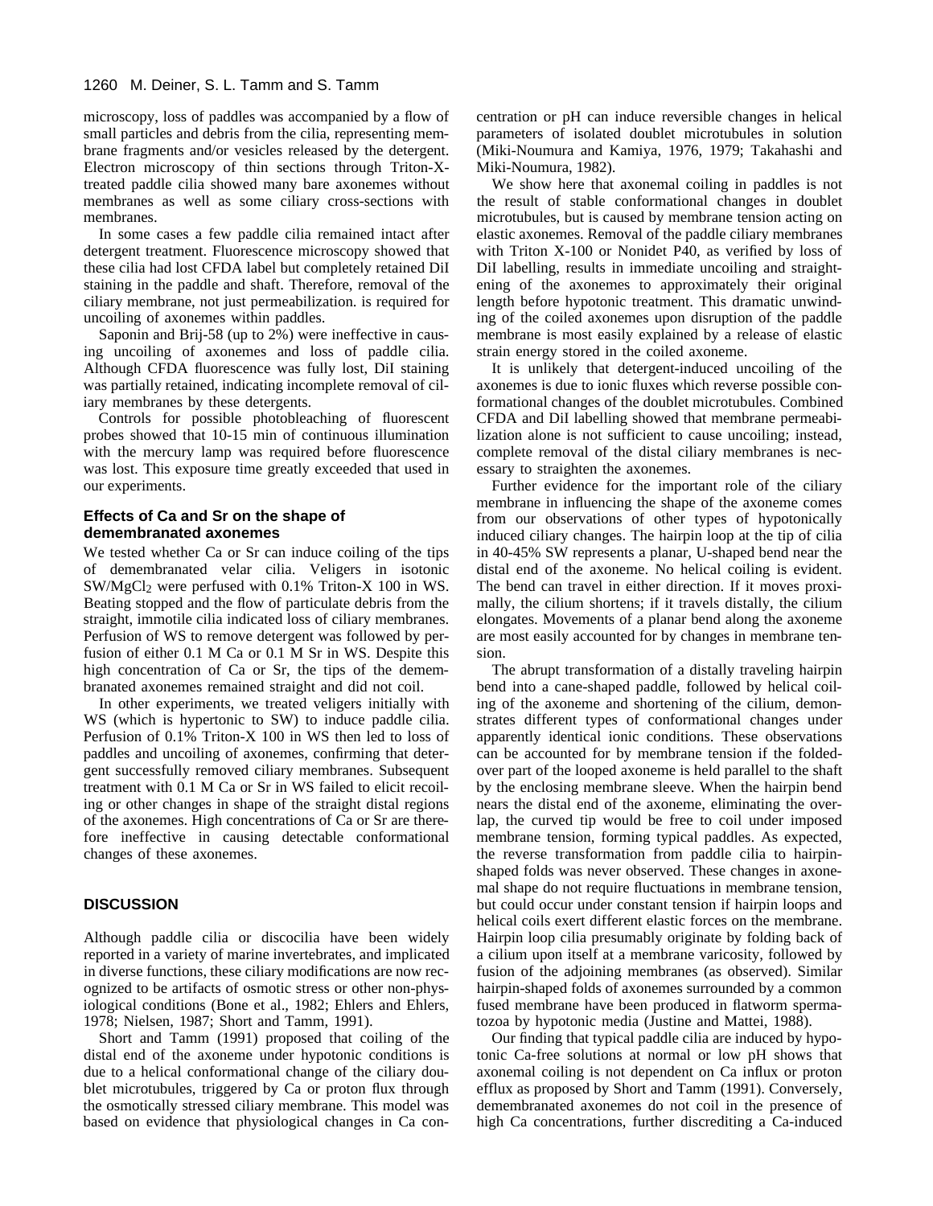microscopy, loss of paddles was accompanied by a flow of small particles and debris from the cilia, representing membrane fragments and/or vesicles released by the detergent. Electron microscopy of thin sections through Triton-X-treated paddle cilia showed many bare axonemes without membranes as well as some ciliary cross-sections with membranes.

In some cases a few paddle cilia remained intact after detergent treatment. Fluorescence microscopy showed that these cilia had lost CFDA label but completely retained DiI staining in the paddle and shaft. Therefore, removal of the ciliary membrane, not just permeabilization. is required for uncoiling of axonemes within paddles.

Saponin and Brij-58 (up to 2%) were ineffective in causing uncoiling of axonemes and loss of paddle cilia. Although CFDA fluorescence was fully lost, DiI staining was partially retained, indicating incomplete removal of ciliary membranes by these detergents.

Controls for possible photobleaching of fluorescent probes showed that 10-15 min of continuous illumination with the mercury lamp was required before fluorescence was lost. This exposure time greatly exceeded that used in our experiments.

### Effects of Ca and Sr on the shape of demembranated axonemes

We tested whether Ca or Sr can induce coiling of the tips of demembranated velar cilia. Veligers in isotonic SW/$MgCl_2$ were perfused with 0.1% Triton-X 100 in WS. Beating stopped and the flow of particulate debris from the straight, immotile cilia indicated loss of ciliary membranes. Perfusion of WS to remove detergent was followed by perfusion of either 0.1 M Ca or 0.1 M Sr in WS. Despite this high concentration of Ca or Sr, the tips of the demembranated axonemes remained straight and did not coil.

In other experiments, we treated veligers initially with WS (which is hypertonic to SW) to induce paddle cilia. Perfusion of 0.1% Triton-X 100 in WS then led to loss of paddles and uncoiling of axonemes, confirming that detergent successfully removed ciliary membranes. Subsequent treatment with 0.1 M Ca or Sr in WS failed to elicit recoiling or other changes in shape of the straight distal regions of the axonemes. High concentrations of Ca or Sr are therefore ineffective in causing detectable conformational changes of these axonemes.

## DISCUSSION

Although paddle cilia or discocilia have been widely reported in a variety of marine invertebrates, and implicated in diverse functions, these ciliary modifications are now recognized to be artifacts of osmotic stress or other non-physiological conditions (Bone et al., 1982; Ehlers and Ehlers, 1978; Nielsen, 1987; Short and Tamm, 1991).

Short and Tamm (1991) proposed that coiling of the distal end of the axoneme under hypotonic conditions is due to a helical conformational change of the ciliary doublet microtubules, triggered by Ca or proton flux through the osmotically stressed ciliary membrane. This model was based on evidence that physiological changes in Ca concentration or pH can induce reversible changes in helical parameters of isolated doublet microtubules in solution (Miki-Noumura and Kamiya, 1976, 1979; Takahashi and Miki-Noumura, 1982).

We show here that axonemal coiling in paddles is not the result of stable conformational changes in doublet microtubules, but is caused by membrane tension acting on elastic axonemes. Removal of the paddle ciliary membranes with Triton X-100 or Nonidet P40, as verified by loss of DiI labelling, results in immediate uncoiling and straightening of the axonemes to approximately their original length before hypotonic treatment. This dramatic unwinding of the coiled axonemes upon disruption of the paddle membrane is most easily explained by a release of elastic strain energy stored in the coiled axoneme.

It is unlikely that detergent-induced uncoiling of the axonemes is due to ionic fluxes which reverse possible conformational changes of the doublet microtubules. Combined CFDA and DiI labelling showed that membrane permeabilization alone is not sufficient to cause uncoiling; instead, complete removal of the distal ciliary membranes is necessary to straighten the axonemes.

Further evidence for the important role of the ciliary membrane in influencing the shape of the axoneme comes from our observations of other types of hypotonically induced ciliary changes. The hairpin loop at the tip of cilia in 40-45% SW represents a planar, U-shaped bend near the distal end of the axoneme. No helical coiling is evident. The bend can travel in either direction. If it moves proximally, the cilium shortens; if it travels distally, the cilium elongates. Movements of a planar bend along the axoneme are most easily accounted for by changes in membrane tension.

The abrupt transformation of a distally traveling hairpin bend into a cane-shaped paddle, followed by helical coiling of the axoneme and shortening of the cilium, demonstrates different types of conformational changes under apparently identical ionic conditions. These observations can be accounted for by membrane tension if the folded-over part of the looped axoneme is held parallel to the shaft by the enclosing membrane sleeve. When the hairpin bend nears the distal end of the axoneme, eliminating the overlap, the curved tip would be free to coil under imposed membrane tension, forming typical paddles. As expected, the reverse transformation from paddle cilia to hairpin-shaped folds was never observed. These changes in axonemal shape do not require fluctuations in membrane tension, but could occur under constant tension if hairpin loops and helical coils exert different elastic forces on the membrane. Hairpin loop cilia presumably originate by folding back of a cilium upon itself at a membrane varicosity, followed by fusion of the adjoining membranes (as observed). Similar hairpin-shaped folds of axonemes surrounded by a common fused membrane have been produced in flatworm spermatozoa by hypotonic media (Justine and Mattei, 1988).

Our finding that typical paddle cilia are induced by hypotonic Ca-free solutions at normal or low pH shows that axonemal coiling is not dependent on Ca influx or proton efflux as proposed by Short and Tamm (1991). Conversely, demembranated axonemes do not coil in the presence of high Ca concentrations, further discrediting a Ca-induced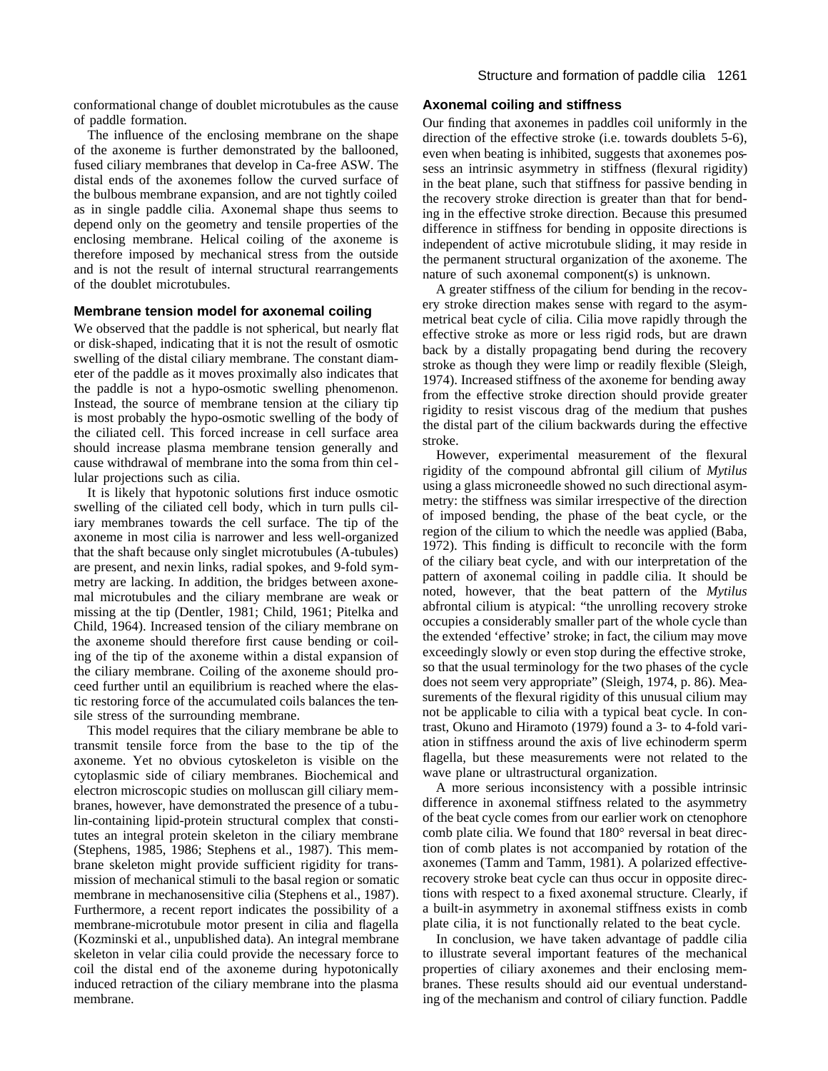conformational change of doublet microtubules as the cause of paddle formation.

The influence of the enclosing membrane on the shape of the axoneme is further demonstrated by the ballooned, fused ciliary membranes that develop in Ca-free ASW. The distal ends of the axonemes follow the curved surface of the bulbous membrane expansion, and are not tightly coiled as in single paddle cilia. Axonemal shape thus seems to depend only on the geometry and tensile properties of the enclosing membrane. Helical coiling of the axoneme is therefore imposed by mechanical stress from the outside and is not the result of internal structural rearrangements of the doublet microtubules.

### Membrane tension model for axonemal coiling

We observed that the paddle is not spherical, but nearly flat or disk-shaped, indicating that it is not the result of osmotic swelling of the distal ciliary membrane. The constant diameter of the paddle as it moves proximally also indicates that the paddle is not a hypo-osmotic swelling phenomenon. Instead, the source of membrane tension at the ciliary tip is most probably the hypo-osmotic swelling of the body of the ciliated cell. This forced increase in cell surface area should increase plasma membrane tension generally and cause withdrawal of membrane into the soma from thin cellular projections such as cilia.

It is likely that hypotonic solutions first induce osmotic swelling of the ciliated cell body, which in turn pulls ciliary membranes towards the cell surface. The tip of the axoneme in most cilia is narrower and less well-organized that the shaft because only singlet microtubules (A-tubules) are present, and nexin links, radial spokes, and 9-fold symmetry are lacking. In addition, the bridges between axonemal microtubules and the ciliary membrane are weak or missing at the tip (Dentler, 1981; Child, 1961; Pitelka and Child, 1964). Increased tension of the ciliary membrane on the axoneme should therefore first cause bending or coiling of the tip of the axoneme within a distal expansion of the ciliary membrane. Coiling of the axoneme should proceed further until an equilibrium is reached where the elastic restoring force of the accumulated coils balances the tensile stress of the surrounding membrane.

This model requires that the ciliary membrane be able to transmit tensile force from the base to the tip of the axoneme. Yet no obvious cytoskeleton is visible on the cytoplasmic side of ciliary membranes. Biochemical and electron microscopic studies on molluscan gill ciliary membranes, however, have demonstrated the presence of a tubulin-containing lipid-protein structural complex that constitutes an integral protein skeleton in the ciliary membrane (Stephens, 1985, 1986; Stephens et al., 1987). This membrane skeleton might provide sufficient rigidity for transmission of mechanical stimuli to the basal region or somatic membrane in mechanosensitive cilia (Stephens et al., 1987). Furthermore, a recent report indicates the possibility of a membrane-microtubule motor present in cilia and flagella (Kozminski et al., unpublished data). An integral membrane skeleton in velar cilia could provide the necessary force to coil the distal end of the axoneme during hypotonically induced retraction of the ciliary membrane into the plasma membrane.

### Axonemal coiling and stiffness

Our finding that axonemes in paddles coil uniformly in the direction of the effective stroke (i.e. towards doublets 5-6), even when beating is inhibited, suggests that axonemes possess an intrinsic asymmetry in stiffness (flexural rigidity) in the beat plane, such that stiffness for passive bending in the recovery stroke direction is greater than that for bending in the effective stroke direction. Because this presumed difference in stiffness for bending in opposite directions is independent of active microtubule sliding, it may reside in the permanent structural organization of the axoneme. The nature of such axonemal component(s) is unknown.

A greater stiffness of the cilium for bending in the recovery stroke direction makes sense with regard to the asymmetrical beat cycle of cilia. Cilia move rapidly through the effective stroke as more or less rigid rods, but are drawn back by a distally propagating bend during the recovery stroke as though they were limp or readily flexible (Sleigh, 1974). Increased stiffness of the axoneme for bending away from the effective stroke direction should provide greater rigidity to resist viscous drag of the medium that pushes the distal part of the cilium backwards during the effective stroke.

However, experimental measurement of the flexural rigidity of the compound abfrontal gill cilium of *Mytilus* using a glass microneedle showed no such directional asymmetry: the stiffness was similar irrespective of the direction of imposed bending, the phase of the beat cycle, or the region of the cilium to which the needle was applied (Baba, 1972). This finding is difficult to reconcile with the form of the ciliary beat cycle, and with our interpretation of the pattern of axonemal coiling in paddle cilia. It should be noted, however, that the beat pattern of the *Mytilus* abfrontal cilium is atypical: "the unrolling recovery stroke occupies a considerably smaller part of the whole cycle than the extended 'effective' stroke; in fact, the cilium may move exceedingly slowly or even stop during the effective stroke, so that the usual terminology for the two phases of the cycle does not seem very appropriate" (Sleigh, 1974, p. 86). Measurements of the flexural rigidity of this unusual cilium may not be applicable to cilia with a typical beat cycle. In contrast, Okuno and Hiramoto (1979) found a 3- to 4-fold variation in stiffness around the axis of live echinoderm sperm flagella, but these measurements were not related to the wave plane or ultrastructural organization.

A more serious inconsistency with a possible intrinsic difference in axonemal stiffness related to the asymmetry of the beat cycle comes from our earlier work on ctenophore comb plate cilia. We found that 180° reversal in beat direction of comb plates is not accompanied by rotation of the axonemes (Tamm and Tamm, 1981). A polarized effective-recovery stroke beat cycle can thus occur in opposite directions with respect to a fixed axonemal structure. Clearly, if a built-in asymmetry in axonemal stiffness exists in comb plate cilia, it is not functionally related to the beat cycle.

In conclusion, we have taken advantage of paddle cilia to illustrate several important features of the mechanical properties of ciliary axonemes and their enclosing membranes. These results should aid our eventual understanding of the mechanism and control of ciliary function. Paddle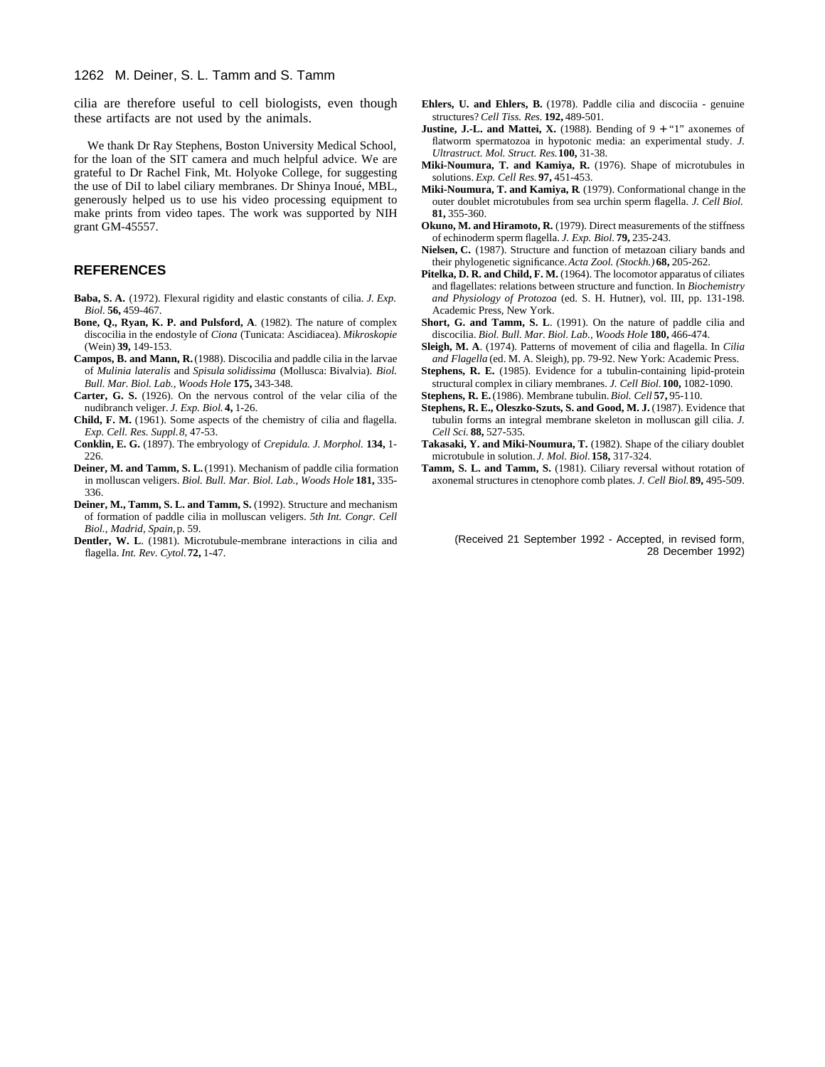cilia are therefore useful to cell biologists, even though these artifacts are not used by the animals.

We thank Dr Ray Stephens, Boston University Medical School, for the loan of the SIT camera and much helpful advice. We are grateful to Dr Rachel Fink, Mt. Holyoke College, for suggesting the use of DiI to label ciliary membranes. Dr Shinya Inoué, MBL, generously helped us to use his video processing equipment to make prints from video tapes. The work was supported by NIH grant GM-45557.

## REFERENCES

**Baba, S. A.** (1972). Flexural rigidity and elastic constants of cilia. *J. Exp. Biol.* **56,** 459-467.

**Bone, Q., Ryan, K. P. and Pulsford, A**. (1982). The nature of complex discocilia in the endostyle of *Ciona* (Tunicata: Ascidiacea). *Mikroskopie* (Wein) **39,** 149-153.

**Campos, B. and Mann, R.** (1988). Discocilia and paddle cilia in the larvae of *Mulinia lateralis* and *Spisula solidissima* (Mollusca: Bivalvia). *Biol. Bull. Mar. Biol. Lab., Woods Hole* **175,** 343-348.

**Carter, G. S.** (1926). On the nervous control of the velar cilia of the nudibranch veliger. *J. Exp. Biol.* **4,** 1-26.

**Child, F. M.** (1961). Some aspects of the chemistry of cilia and flagella. *Exp. Cell. Res. Suppl.8,* 47-53.

**Conklin, E. G.** (1897). The embryology of *Crepidula. J. Morphol.* **134,** 1-226.

**Deiner, M. and Tamm, S. L.** (1991). Mechanism of paddle cilia formation in molluscan veligers. *Biol. Bull. Mar. Biol. Lab., Woods Hole* **181,** 335-336.

**Deiner, M., Tamm, S. L. and Tamm, S.** (1992). Structure and mechanism of formation of paddle cilia in molluscan veligers. *5th Int. Congr. Cell Biol., Madrid, Spain,* p. 59.

**Dentler, W. L**. (1981). Microtubule-membrane interactions in cilia and flagella. *Int. Rev. Cytol.* **72,** 1-47.

**Ehlers, U. and Ehlers, B.** (1978). Paddle cilia and discociia - genuine structures? *Cell Tiss. Res.* **192,** 489-501.

**Justine, J.-L. and Mattei, X.** (1988). Bending of 9 + "1" axonemes of flatworm spermatozoa in hypotonic media: an experimental study. *J. Ultrastruct. Mol. Struct. Res.* **100,** 31-38.

**Miki-Noumura, T. and Kamiya, R.** (1976). Shape of microtubules in solutions. *Exp. Cell Res.* **97,** 451-453.

**Miki-Noumura, T. and Kamiya, R**. (1979). Conformational change in the outer doublet microtubules from sea urchin sperm flagella. *J. Cell Biol.* **81,** 355-360.

**Okuno, M. and Hiramoto, R.** (1979). Direct measurements of the stiffness of echinoderm sperm flagella. *J. Exp. Biol.* **79,** 235-243.

**Nielsen, C.** (1987). Structure and function of metazoan ciliary bands and their phylogenetic significance. *Acta Zool. (Stockh.)* **68,** 205-262.

**Pitelka, D. R. and Child, F. M.** (1964). The locomotor apparatus of ciliates and flagellates: relations between structure and function. In *Biochemistry and Physiology of Protozoa* (ed. S. H. Hutner), vol. III, pp. 131-198. Academic Press, New York.

**Short, G. and Tamm, S. L**. (1991). On the nature of paddle cilia and discocilia. *Biol. Bull. Mar. Biol. Lab., Woods Hole* **180,** 466-474.

**Sleigh, M. A**. (1974). Patterns of movement of cilia and flagella. In *Cilia and Flagella* (ed. M. A. Sleigh), pp. 79-92. New York: Academic Press.

**Stephens, R. E.** (1985). Evidence for a tubulin-containing lipid-protein structural complex in ciliary membranes. *J. Cell Biol.* **100,** 1082-1090.

**Stephens, R. E.** (1986). Membrane tubulin. *Biol. Cell* **57,** 95-110.

**Stephens, R. E., Oleszko-Szuts, S. and Good, M. J.** (1987). Evidence that tubulin forms an integral membrane skeleton in molluscan gill cilia. *J. Cell Sci.* **88,** 527-535.

**Takasaki, Y. and Miki-Noumura, T.** (1982). Shape of the ciliary doublet microtubule in solution. *J. Mol. Biol.* **158,** 317-324.

**Tamm, S. L. and Tamm, S.** (1981). Ciliary reversal without rotation of axonemal structures in ctenophore comb plates. *J. Cell Biol.* **89,** 495-509.

(Received 21 September 1992 - Accepted, in revised form, 28 December 1992)